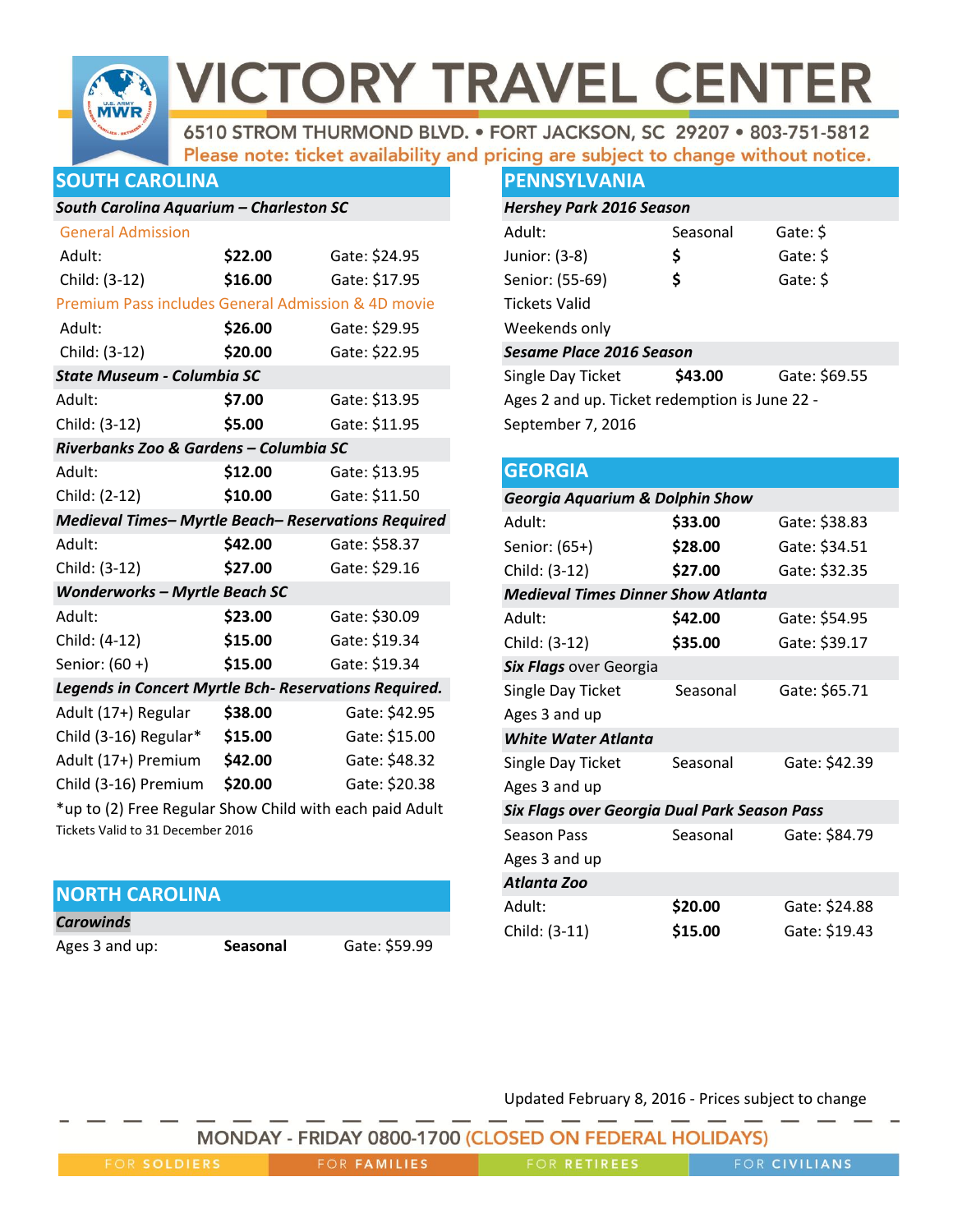# VICTORY TRAVEL CENTER

6510 STROM THURMOND BLVD. • FORT JACKSON, SC 29207 • 803-751-5812

Please note: ticket availability and pricing are subject to change without notice.

## SOUTH CAROLINA

| *South Carolina Aquarium – Charleston SC* | | |
|---|---|---|
| General Admission | | |
| Adult: | **$22.00** | Gate: $24.95 |
| Child: (3-12) | **$16.00** | Gate: $17.95 |
| Premium Pass includes General Admission & 4D movie | | |
| Adult: | **$26.00** | Gate: $29.95 |
| Child: (3-12) | **$20.00** | Gate: $22.95 |
| ***State Museum - Columbia SC*** | | |
| Adult: | **$7.00** | Gate: $13.95 |
| Child: (3-12) | **$5.00** | Gate: $11.95 |
| ***Riverbanks Zoo & Gardens – Columbia SC*** | | |
| Adult: | **$12.00** | Gate: $13.95 |
| Child: (2-12) | **$10.00** | Gate: $11.50 |
| ***Medieval Times– Myrtle Beach– Reservations Required*** | | |
| Adult: | **$42.00** | Gate: $58.37 |
| Child: (3-12) | **$27.00** | Gate: $29.16 |
| ***Wonderworks – Myrtle Beach SC*** | | |
| Adult: | **$23.00** | Gate: $30.09 |
| Child: (4-12) | **$15.00** | Gate: $19.34 |
| Senior: (60 +) | **$15.00** | Gate: $19.34 |
| ***Legends in Concert Myrtle Bch- Reservations Required.*** | | |
| Adult (17+) Regular | **$38.00** | Gate: $42.95 |
| Child (3-16) Regular* | **$15.00** | Gate: $15.00 |
| Adult (17+) Premium | **$42.00** | Gate: $48.32 |
| Child (3-16) Premium | **$20.00** | Gate: $20.38 |

*up to (2) Free Regular Show Child with each paid Adult

Tickets Valid to 31 December 2016

## NORTH CAROLINA

| ***Carowinds*** | | |
|---|---|---|
| Ages 3 and up: | **Seasonal** | Gate: $59.99 |

## PENNSYLVANIA

| ***Hershey Park 2016 Season*** | | |
|---|---|---|
| Adult: | Seasonal | Gate: $ |
| Junior: (3-8) | **$** | Gate: $ |
| Senior: (55-69) | **$** | Gate: $ |
| Tickets Valid Weekends only | | |
| ***Sesame Place 2016 Season*** | | |
| Single Day Ticket | **$43.00** | Gate: $69.55 |

Ages 2 and up. Ticket redemption is June 22 - September 7, 2016

## GEORGIA

| ***Georgia Aquarium & Dolphin Show*** | | |
|---|---|---|
| Adult: | **$33.00** | Gate: $38.83 |
| Senior: (65+) | **$28.00** | Gate: $34.51 |
| Child: (3-12) | **$27.00** | Gate: $32.35 |
| ***Medieval Times Dinner Show Atlanta*** | | |
| Adult: | **$42.00** | Gate: $54.95 |
| Child: (3-12) | **$35.00** | Gate: $39.17 |
| ***Six Flags*** over Georgia | | |
| Single Day Ticket Ages 3 and up | Seasonal | Gate: $65.71 |
| ***White Water Atlanta*** | | |
| Single Day Ticket Ages 3 and up | Seasonal | Gate: $42.39 |
| ***Six Flags over Georgia Dual Park Season Pass*** | | |
| Season Pass Ages 3 and up | Seasonal | Gate: $84.79 |
| ***Atlanta Zoo*** | | |
| Adult: | **$20.00** | Gate: $24.88 |
| Child: (3-11) | **$15.00** | Gate: $19.43 |

Updated February 8, 2016 - Prices subject to change

MONDAY - FRIDAY 0800-1700 (CLOSED ON FEDERAL HOLIDAYS)

FOR SOLDIERS | FOR FAMILIES | FOR RETIREES | FOR CIVILIANS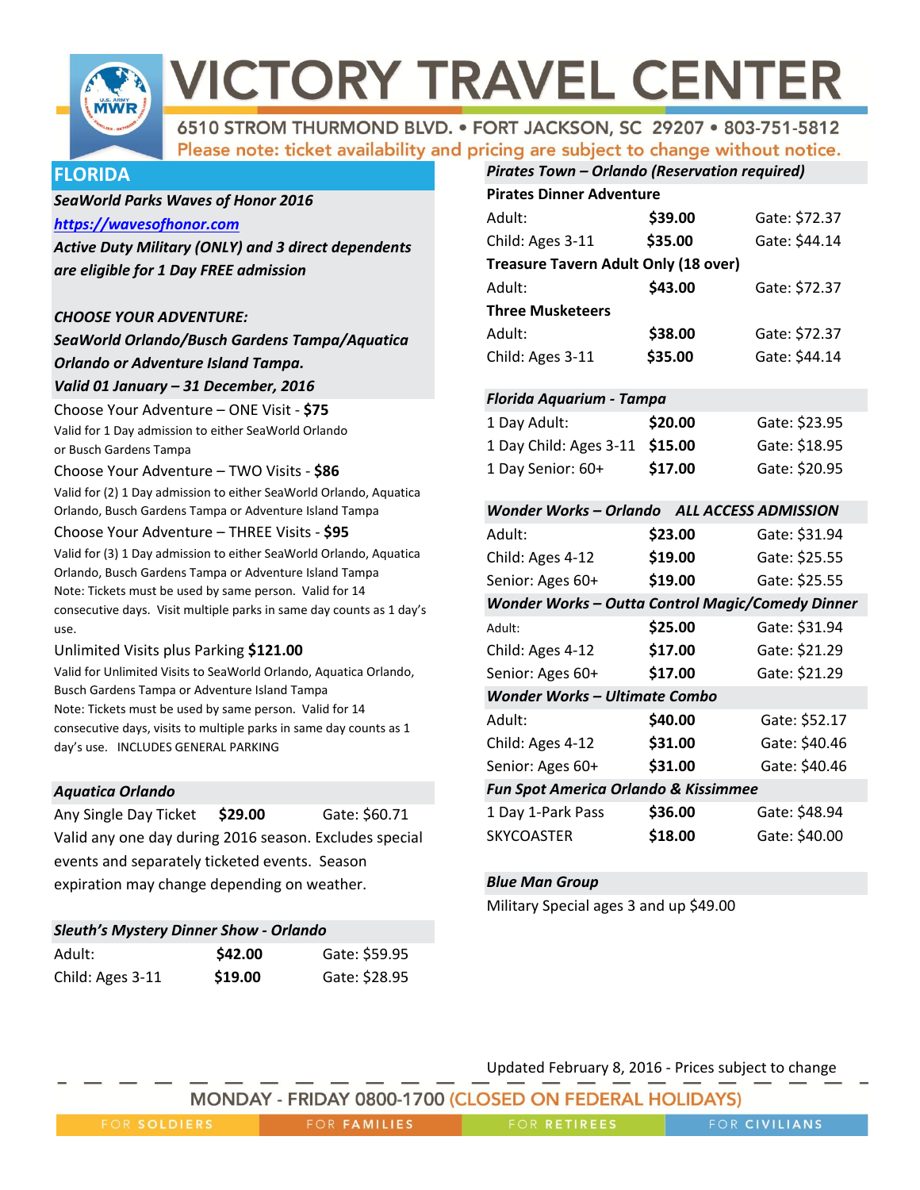# VICTORY TRAVEL CENTER

6510 STROM THURMOND BLVD. • FORT JACKSON, SC 29207 • 803-751-5812

Please note: ticket availability and pricing are subject to change without notice.

## FLORIDA

***SeaWorld Parks Waves of Honor 2016***

[***https://wavesofhonor.com***](https://wavesofhonor.com)

***Active Duty Military (ONLY) and 3 direct dependents are eligible for 1 Day FREE admission***

***CHOOSE YOUR ADVENTURE:***

***SeaWorld Orlando/Busch Gardens Tampa/Aquatica Orlando or Adventure Island Tampa.***

***Valid 01 January – 31 December, 2016***

Choose Your Adventure – ONE Visit - **$75**

Valid for 1 Day admission to either SeaWorld Orlando or Busch Gardens Tampa

Choose Your Adventure – TWO Visits - **$86**

Valid for (2) 1 Day admission to either SeaWorld Orlando, Aquatica Orlando, Busch Gardens Tampa or Adventure Island Tampa

Choose Your Adventure – THREE Visits - **$95**

Valid for (3) 1 Day admission to either SeaWorld Orlando, Aquatica Orlando, Busch Gardens Tampa or Adventure Island Tampa

Note: Tickets must be used by same person. Valid for 14 consecutive days. Visit multiple parks in same day counts as 1 day's use.

Unlimited Visits plus Parking **$121.00**

Valid for Unlimited Visits to SeaWorld Orlando, Aquatica Orlando, Busch Gardens Tampa or Adventure Island Tampa

Note: Tickets must be used by same person. Valid for 14 consecutive days, visits to multiple parks in same day counts as 1 day's use. INCLUDES GENERAL PARKING

### *Aquatica Orlando*

| | | |
|---|---|---|
| Any Single Day Ticket | **$29.00** | Gate: $60.71 |

Valid any one day during 2016 season. Excludes special events and separately ticketed events. Season expiration may change depending on weather.

### *Sleuth's Mystery Dinner Show - Orlando*

| | | |
|---|---|---|
| Adult: | **$42.00** | Gate: $59.95 |
| Child: Ages 3-11 | **$19.00** | Gate: $28.95 |

### *Pirates Town – Orlando (Reservation required)*

| | | |
|---|---|---|
| **Pirates Dinner Adventure** | | |
| Adult: | **$39.00** | Gate: $72.37 |
| Child: Ages 3-11 | **$35.00** | Gate: $44.14 |
| **Treasure Tavern Adult Only (18 over)** | | |
| Adult: | **$43.00** | Gate: $72.37 |
| **Three Musketeers** | | |
| Adult: | **$38.00** | Gate: $72.37 |
| Child: Ages 3-11 | **$35.00** | Gate: $44.14 |

### *Florida Aquarium - Tampa*

| | | |
|---|---|---|
| 1 Day Adult: | **$20.00** | Gate: $23.95 |
| 1 Day Child: Ages 3-11 | **$15.00** | Gate: $18.95 |
| 1 Day Senior: 60+ | **$17.00** | Gate: $20.95 |

### *Wonder Works – Orlando ALL ACCESS ADMISSION*

| | | |
|---|---|---|
| Adult: | **$23.00** | Gate: $31.94 |
| Child: Ages 4-12 | **$19.00** | Gate: $25.55 |
| Senior: Ages 60+ | **$19.00** | Gate: $25.55 |

### *Wonder Works – Outta Control Magic/Comedy Dinner*

| | | |
|---|---|---|
| Adult: | **$25.00** | Gate: $31.94 |
| Child: Ages 4-12 | **$17.00** | Gate: $21.29 |
| Senior: Ages 60+ | **$17.00** | Gate: $21.29 |

### *Wonder Works – Ultimate Combo*

| | | |
|---|---|---|
| Adult: | **$40.00** | Gate: $52.17 |
| Child: Ages 4-12 | **$31.00** | Gate: $40.46 |
| Senior: Ages 60+ | **$31.00** | Gate: $40.46 |

### *Fun Spot America Orlando & Kissimmee*

| | | |
|---|---|---|
| 1 Day 1-Park Pass | **$36.00** | Gate: $48.94 |
| SKYCOASTER | **$18.00** | Gate: $40.00 |

### *Blue Man Group*

Military Special ages 3 and up $49.00

Updated February 8, 2016 - Prices subject to change

MONDAY - FRIDAY 0800-1700 (CLOSED ON FEDERAL HOLIDAYS)

FOR SOLDIERS | FOR FAMILIES | FOR RETIREES | FOR CIVILIANS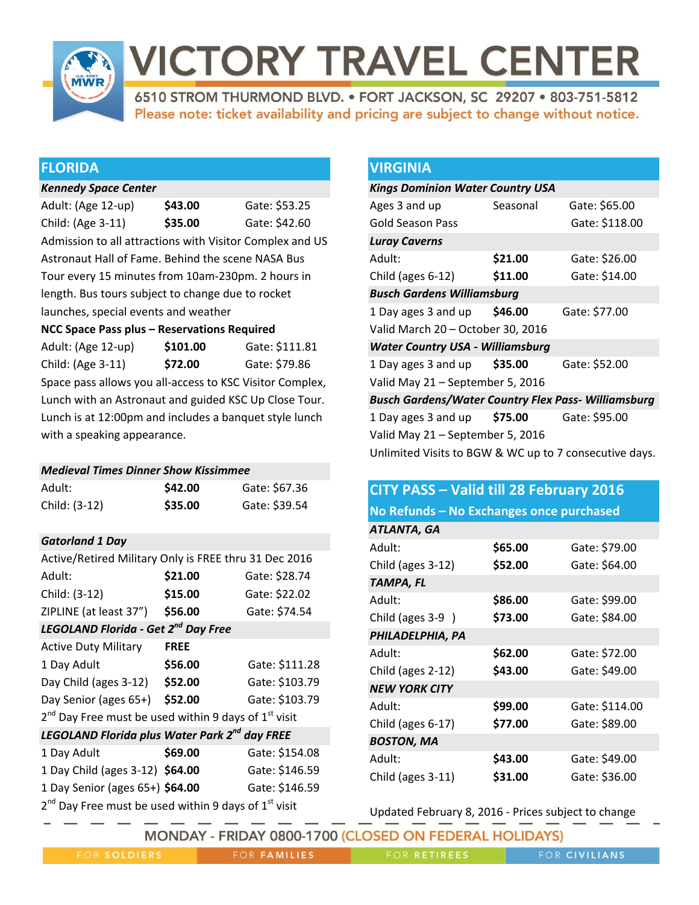# VICTORY TRAVEL CENTER

6510 STROM THURMOND BLVD. • FORT JACKSON, SC 29207 • 803-751-5812

Please note: ticket availability and pricing are subject to change without notice.

## FLORIDA

***Kennedy Space Center***

| | | |
|---|---|---|
| Adult: (Age 12-up) | **$43.00** | Gate: $53.25 |
| Child: (Age 3-11) | **$35.00** | Gate: $42.60 |

Admission to all attractions with Visitor Complex and US Astronaut Hall of Fame. Behind the scene NASA Bus Tour every 15 minutes from 10am-230pm. 2 hours in length. Bus tours subject to change due to rocket launches, special events and weather

**NCC Space Pass plus – Reservations Required**

| | | |
|---|---|---|
| Adult: (Age 12-up) | **$101.00** | Gate: $111.81 |
| Child: (Age 3-11) | **$72.00** | Gate: $79.86 |

Space pass allows you all-access to KSC Visitor Complex, Lunch with an Astronaut and guided KSC Up Close Tour. Lunch is at 12:00pm and includes a banquet style lunch with a speaking appearance.

***Medieval Times Dinner Show Kissimmee***

| | | |
|---|---|---|
| Adult: | **$42.00** | Gate: $67.36 |
| Child: (3-12) | **$35.00** | Gate: $39.54 |

***Gatorland 1 Day***

Active/Retired Military Only is FREE thru 31 Dec 2016

| | | |
|---|---|---|
| Adult: | **$21.00** | Gate: $28.74 |
| Child: (3-12) | **$15.00** | Gate: $22.02 |
| ZIPLINE (at least 37") | **$56.00** | Gate: $74.54 |

***LEGOLAND Florida - Get 2nd Day Free***

| | | |
|---|---|---|
| Active Duty Military | **FREE** | |
| 1 Day Adult | **$56.00** | Gate: $111.28 |
| Day Child (ages 3-12) | **$52.00** | Gate: $103.79 |
| Day Senior (ages 65+) | **$52.00** | Gate: $103.79 |

2nd Day Free must be used within 9 days of 1st visit

***LEGOLAND Florida plus Water Park 2nd day FREE***

| | | |
|---|---|---|
| 1 Day Adult | **$69.00** | Gate: $154.08 |
| 1 Day Child (ages 3-12) | **$64.00** | Gate: $146.59 |
| 1 Day Senior (ages 65+) | **$64.00** | Gate: $146.59 |

2nd Day Free must be used within 9 days of 1st visit

## VIRGINIA

***Kings Dominion Water Country USA***

| | | |
|---|---|---|
| Ages 3 and up | Seasonal | Gate: $65.00 |
| Gold Season Pass | | Gate: $118.00 |

***Luray Caverns***

| | | |
|---|---|---|
| Adult: | **$21.00** | Gate: $26.00 |
| Child (ages 6-12) | **$11.00** | Gate: $14.00 |

***Busch Gardens Williamsburg***

| | | |
|---|---|---|
| 1 Day ages 3 and up | **$46.00** | Gate: $77.00 |

Valid March 20 – October 30, 2016

***Water Country USA - Williamsburg***

| | | |
|---|---|---|
| 1 Day ages 3 and up | **$35.00** | Gate: $52.00 |

Valid May 21 – September 5, 2016

***Busch Gardens/Water Country Flex Pass- Williamsburg***

| | | |
|---|---|---|
| 1 Day ages 3 and up | **$75.00** | Gate: $95.00 |

Valid May 21 – September 5, 2016

Unlimited Visits to BGW & WC up to 7 consecutive days.

## CITY PASS – Valid till 28 February 2016

### No Refunds – No Exchanges once purchased

***ATLANTA, GA***

| | | |
|---|---|---|
| Adult: | **$65.00** | Gate: $79.00 |
| Child (ages 3-12) | **$52.00** | Gate: $64.00 |

***TAMPA, FL***

| | | |
|---|---|---|
| Adult: | **$86.00** | Gate: $99.00 |
| Child (ages 3-9 ) | **$73.00** | Gate: $84.00 |

***PHILADELPHIA, PA***

| | | |
|---|---|---|
| Adult: | **$62.00** | Gate: $72.00 |
| Child (ages 2-12) | **$43.00** | Gate: $49.00 |

***NEW YORK CITY***

| | | |
|---|---|---|
| Adult: | **$99.00** | Gate: $114.00 |
| Child (ages 6-17) | **$77.00** | Gate: $89.00 |

***BOSTON, MA***

| | | |
|---|---|---|
| Adult: | **$43.00** | Gate: $49.00 |
| Child (ages 3-11) | **$31.00** | Gate: $36.00 |

Updated February 8, 2016 - Prices subject to change

MONDAY - FRIDAY 0800-1700 (CLOSED ON FEDERAL HOLIDAYS)

FOR SOLDIERS | FOR FAMILIES | FOR RETIREES | FOR CIVILIANS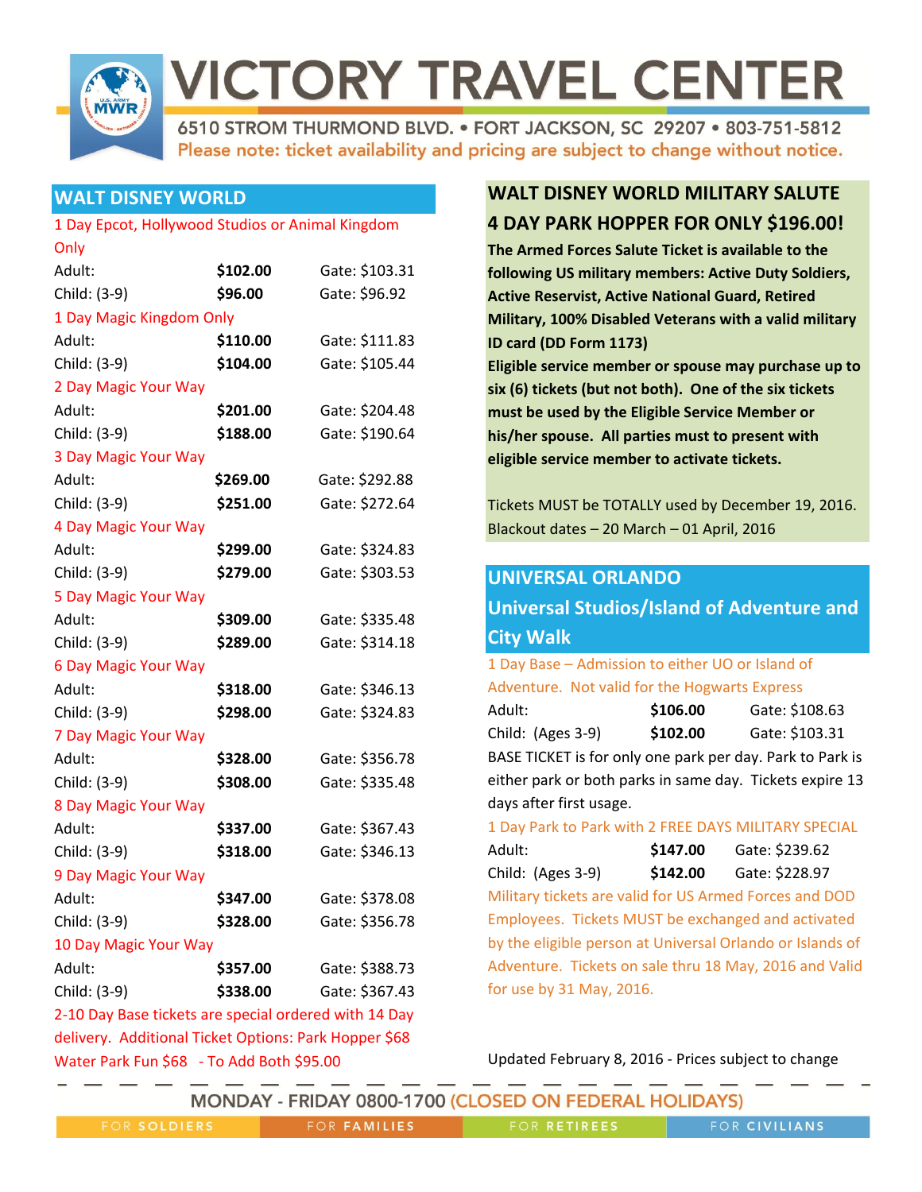# VICTORY TRAVEL CENTER

6510 STROM THURMOND BLVD. • FORT JACKSON, SC 29207 • 803-751-5812

Please note: ticket availability and pricing are subject to change without notice.

## WALT DISNEY WORLD

| | | |
|---|---|---|
| **1 Day Epcot, Hollywood Studios or Animal Kingdom Only** | | |
| Adult: | **$102.00** | Gate: $103.31 |
| Child: (3-9) | **$96.00** | Gate: $96.92 |
| **1 Day Magic Kingdom Only** | | |
| Adult: | **$110.00** | Gate: $111.83 |
| Child: (3-9) | **$104.00** | Gate: $105.44 |
| **2 Day Magic Your Way** | | |
| Adult: | **$201.00** | Gate: $204.48 |
| Child: (3-9) | **$188.00** | Gate: $190.64 |
| **3 Day Magic Your Way** | | |
| Adult: | **$269.00** | Gate: $292.88 |
| Child: (3-9) | **$251.00** | Gate: $272.64 |
| **4 Day Magic Your Way** | | |
| Adult: | **$299.00** | Gate: $324.83 |
| Child: (3-9) | **$279.00** | Gate: $303.53 |
| **5 Day Magic Your Way** | | |
| Adult: | **$309.00** | Gate: $335.48 |
| Child: (3-9) | **$289.00** | Gate: $314.18 |
| **6 Day Magic Your Way** | | |
| Adult: | **$318.00** | Gate: $346.13 |
| Child: (3-9) | **$298.00** | Gate: $324.83 |
| **7 Day Magic Your Way** | | |
| Adult: | **$328.00** | Gate: $356.78 |
| Child: (3-9) | **$308.00** | Gate: $335.48 |
| **8 Day Magic Your Way** | | |
| Adult: | **$337.00** | Gate: $367.43 |
| Child: (3-9) | **$318.00** | Gate: $346.13 |
| **9 Day Magic Your Way** | | |
| Adult: | **$347.00** | Gate: $378.08 |
| Child: (3-9) | **$328.00** | Gate: $356.78 |
| **10 Day Magic Your Way** | | |
| Adult: | **$357.00** | Gate: $388.73 |
| Child: (3-9) | **$338.00** | Gate: $367.43 |

2-10 Day Base tickets are special ordered with 14 Day delivery. Additional Ticket Options: Park Hopper $68 Water Park Fun $68 - To Add Both $95.00

## WALT DISNEY WORLD MILITARY SALUTE
## 4 DAY PARK HOPPER FOR ONLY $196.00!

**The Armed Forces Salute Ticket is available to the following US military members: Active Duty Soldiers, Active Reservist, Active National Guard, Retired Military, 100% Disabled Veterans with a valid military ID card (DD Form 1173)**

**Eligible service member or spouse may purchase up to six (6) tickets (but not both). One of the six tickets must be used by the Eligible Service Member or his/her spouse. All parties must to present with eligible service member to activate tickets.**

Tickets MUST be TOTALLY used by December 19, 2016. Blackout dates – 20 March – 01 April, 2016

## UNIVERSAL ORLANDO
## Universal Studios/Island of Adventure and City Walk

| | | |
|---|---|---|
| **1 Day Base – Admission to either UO or Island of Adventure. Not valid for the Hogwarts Express** | | |
| Adult: | **$106.00** | Gate: $108.63 |
| Child: (Ages 3-9) | **$102.00** | Gate: $103.31 |

BASE TICKET is for only one park per day. Park to Park is either park or both parks in same day. Tickets expire 13 days after first usage.

| | | |
|---|---|---|
| **1 Day Park to Park with 2 FREE DAYS MILITARY SPECIAL** | | |
| Adult: | **$147.00** | Gate: $239.62 |
| Child: (Ages 3-9) | **$142.00** | Gate: $228.97 |

Military tickets are valid for US Armed Forces and DOD Employees. Tickets MUST be exchanged and activated by the eligible person at Universal Orlando or Islands of Adventure. Tickets on sale thru 18 May, 2016 and Valid for use by 31 May, 2016.

Updated February 8, 2016 - Prices subject to change

MONDAY - FRIDAY 0800-1700 (CLOSED ON FEDERAL HOLIDAYS)

FOR SOLDIERS | FOR FAMILIES | FOR RETIREES | FOR CIVILIANS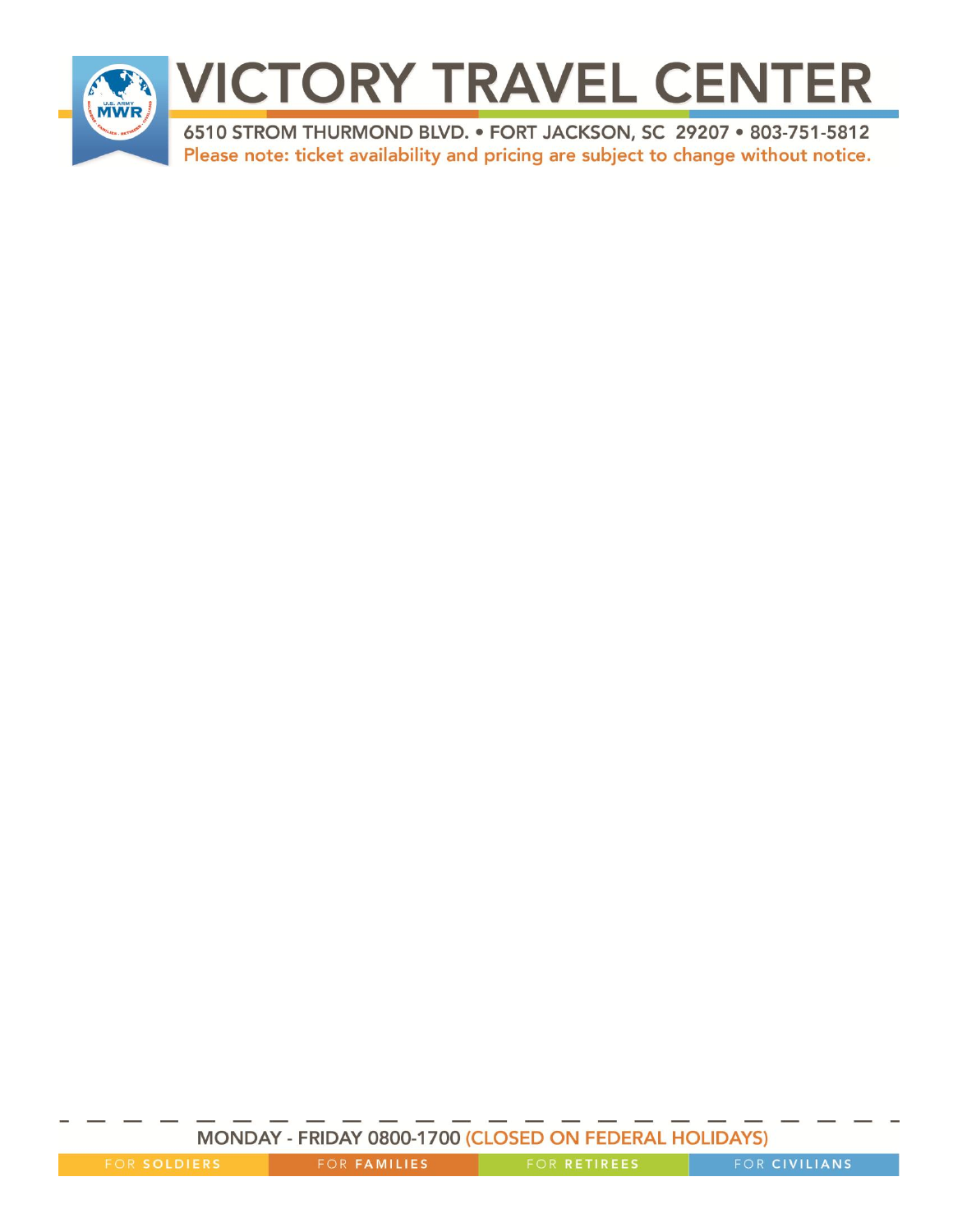# VICTORY TRAVEL CENTER

6510 STROM THURMOND BLVD. • FORT JACKSON, SC 29207 • 803-751-5812

Please note: ticket availability and pricing are subject to change without notice.

MONDAY - FRIDAY 0800-1700 (CLOSED ON FEDERAL HOLIDAYS)

FOR **SOLDIERS** FOR **FAMILIES** FOR **RETIREES** FOR **CIVILIANS**